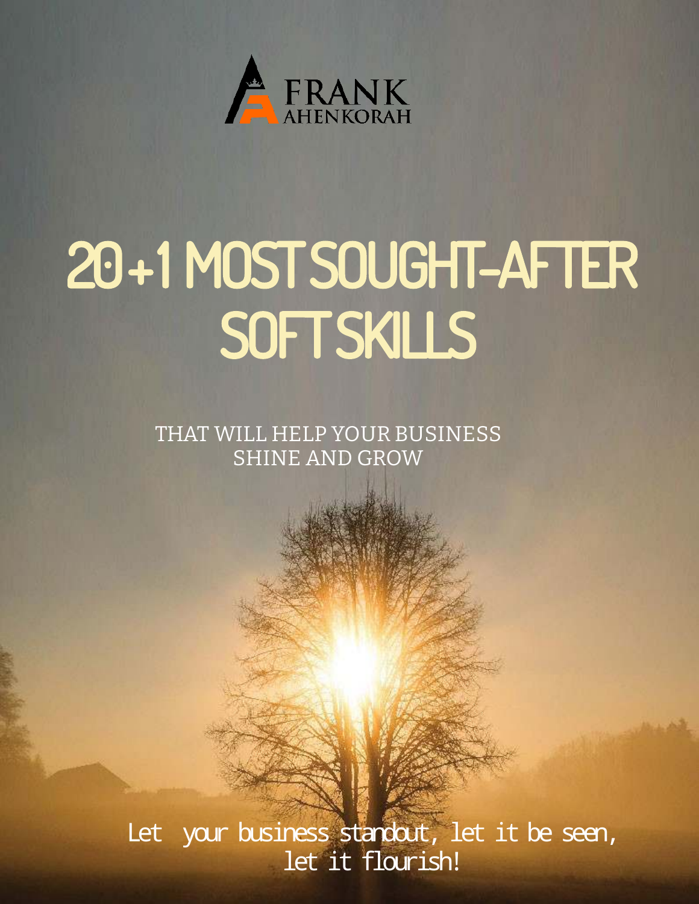FRANK AHENKORAH

# 20+1 MOST SOUGHT-AFTER SOFT SKILLS

THAT WILL HELP YOUR BUSINESS SHINE AND GROW

Let your business standout, let it be seen, let it flourish!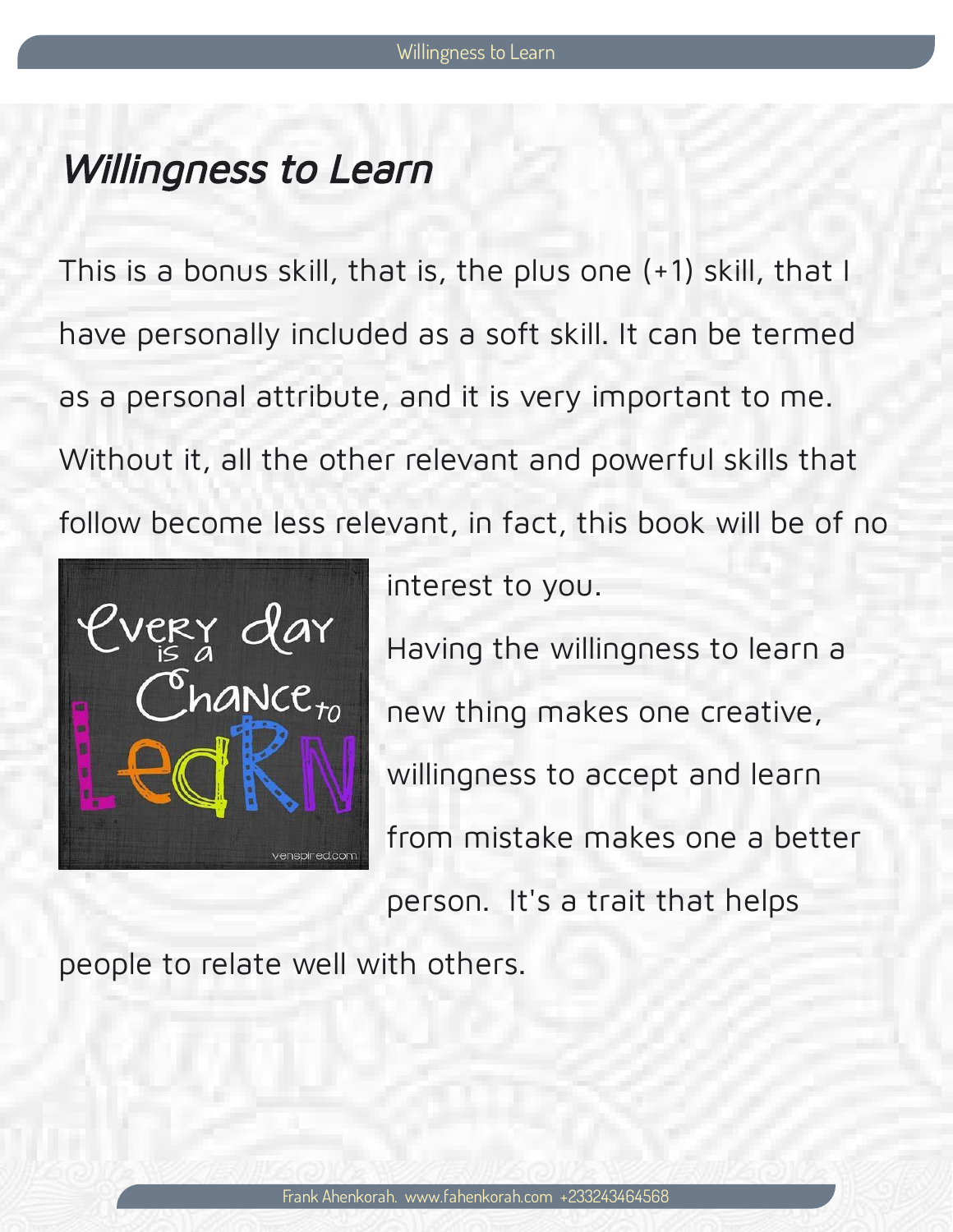# *Willingness to Learn*

This is a bonus skill, that is, the plus one (+1) skill, that I have personally included as a soft skill. It can be termed as a personal attribute, and it is very important to me. Without it, all the other relevant and powerful skills that follow become less relevant, in fact, this book will be of no interest to you.

Having the willingness to learn a new thing makes one creative, willingness to accept and learn from mistake makes one a better person. It's a trait that helps people to relate well with others.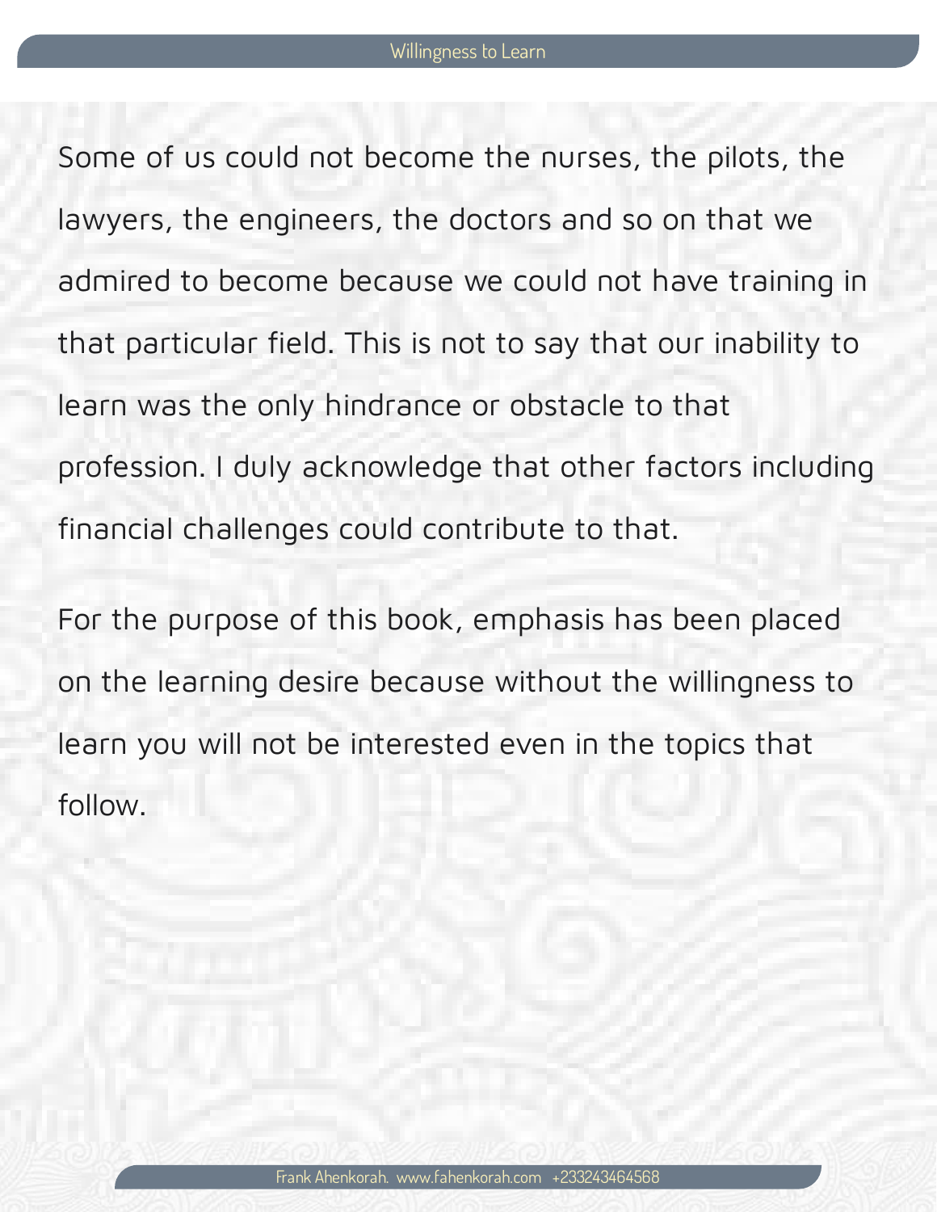Some of us could not become the nurses, the pilots, the lawyers, the engineers, the doctors and so on that we admired to become because we could not have training in that particular field. This is not to say that our inability to learn was the only hindrance or obstacle to that profession. I duly acknowledge that other factors including financial challenges could contribute to that.

For the purpose of this book, emphasis has been placed on the learning desire because without the willingness to learn you will not be interested even in the topics that follow.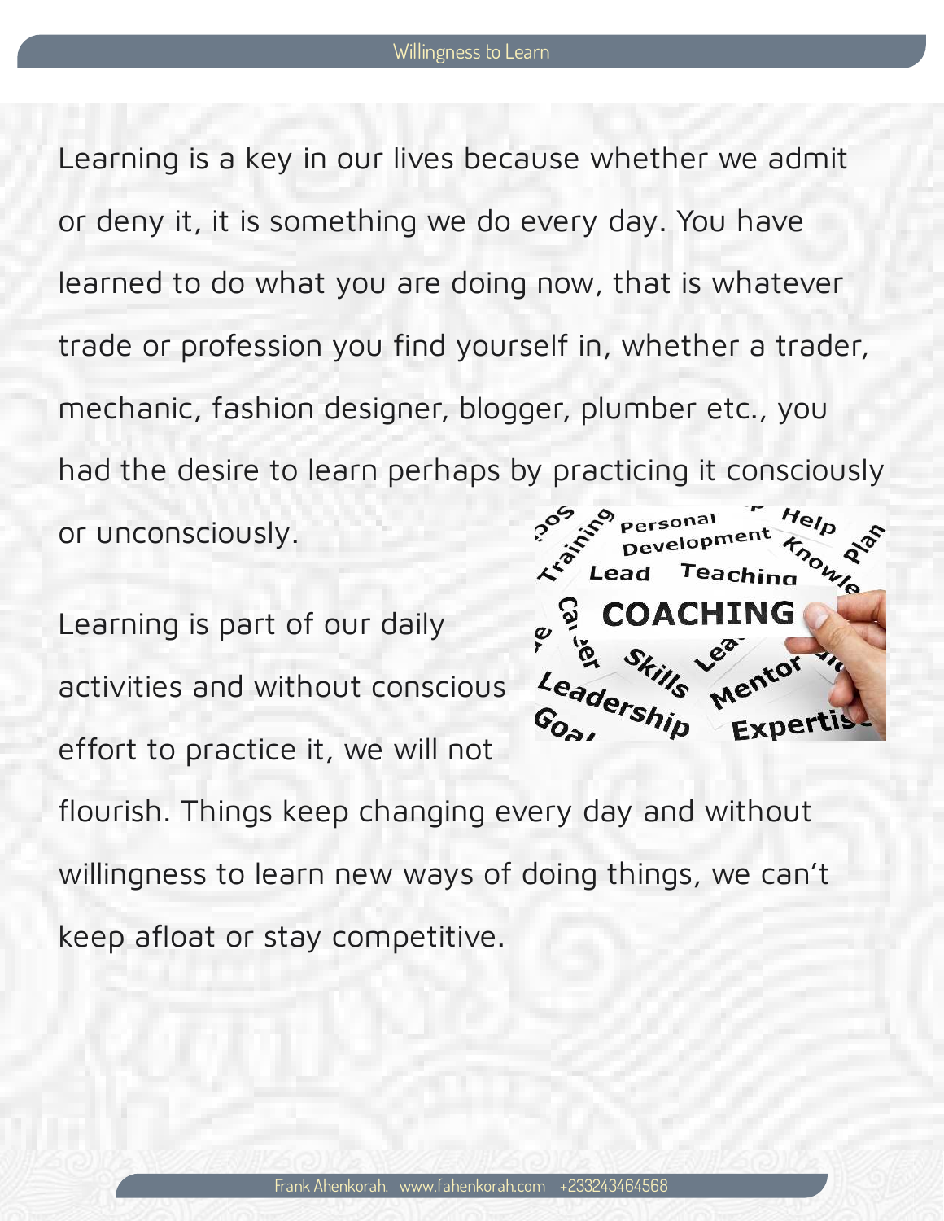Learning is a key in our lives because whether we admit or deny it, it is something we do every day. You have learned to do what you are doing now, that is whatever trade or profession you find yourself in, whether a trader, mechanic, fashion designer, blogger, plumber etc., you had the desire to learn perhaps by practicing it consciously or unconsciously.

Learning is part of our daily activities and without conscious effort to practice it, we will not flourish. Things keep changing every day and without willingness to learn new ways of doing things, we can't keep afloat or stay competitive.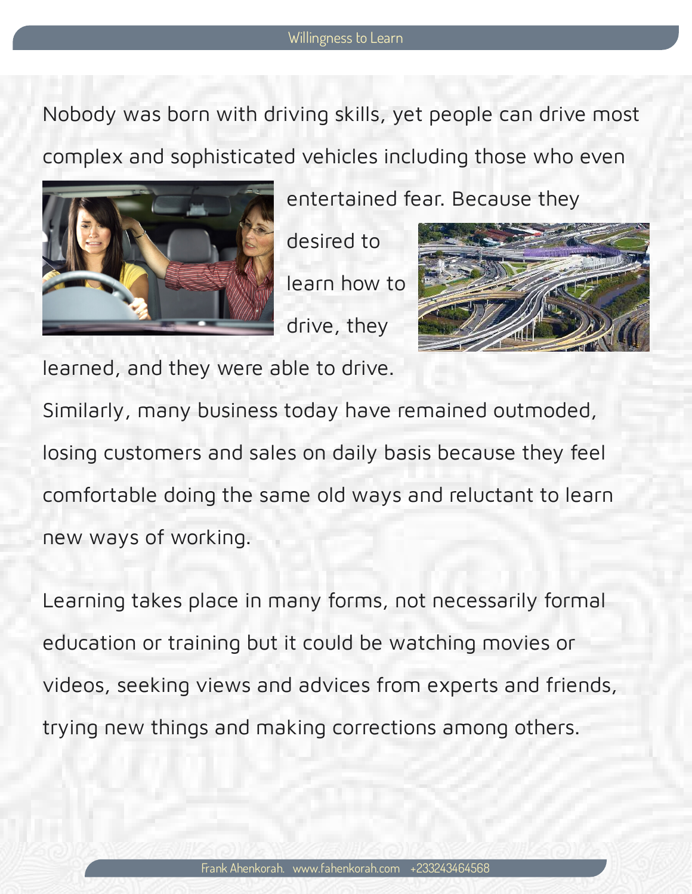Nobody was born with driving skills, yet people can drive most complex and sophisticated vehicles including those who even entertained fear. Because they desired to learn how to drive, they learned, and they were able to drive.

Similarly, many business today have remained outmoded, losing customers and sales on daily basis because they feel comfortable doing the same old ways and reluctant to learn new ways of working.

Learning takes place in many forms, not necessarily formal education or training but it could be watching movies or videos, seeking views and advices from experts and friends, trying new things and making corrections among others.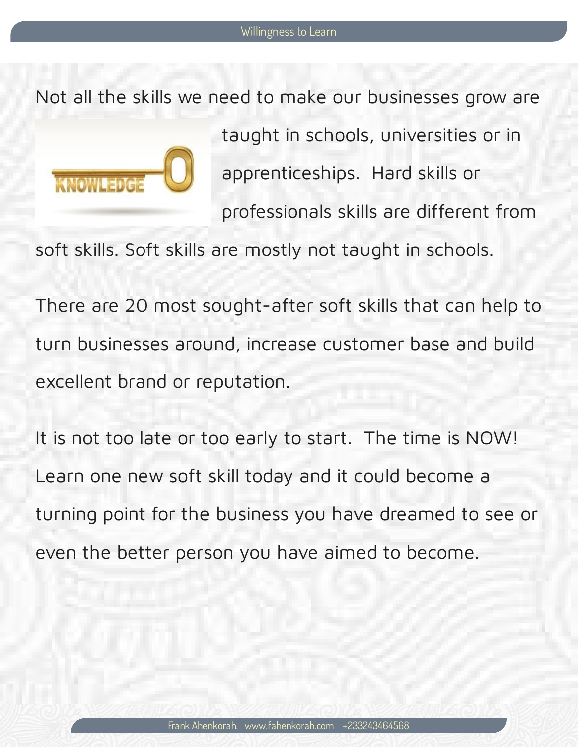Not all the skills we need to make our businesses grow are taught in schools, universities or in apprenticeships. Hard skills or professionals skills are different from soft skills. Soft skills are mostly not taught in schools.

There are 20 most sought-after soft skills that can help to turn businesses around, increase customer base and build excellent brand or reputation.

It is not too late or too early to start. The time is NOW! Learn one new soft skill today and it could become a turning point for the business you have dreamed to see or even the better person you have aimed to become.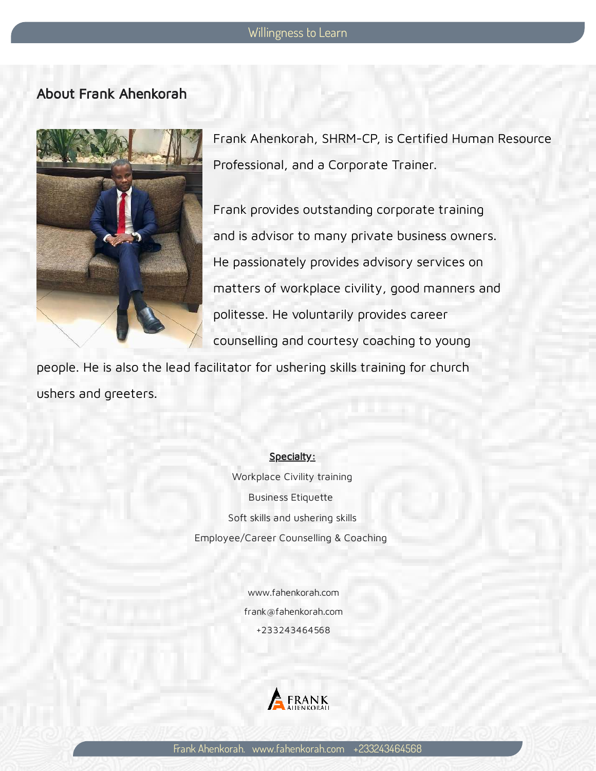## About Frank Ahenkorah

Frank Ahenkorah, SHRM-CP, is Certified Human Resource Professional, and a Corporate Trainer.

Frank provides outstanding corporate training and is advisor to many private business owners. He passionately provides advisory services on matters of workplace civility, good manners and politesse. He voluntarily provides career counselling and courtesy coaching to young people. He is also the lead facilitator for ushering skills training for church ushers and greeters.

**Specialty:**

Workplace Civility training

Business Etiquette

Soft skills and ushering skills

Employee/Career Counselling & Coaching

www.fahenkorah.com

frank@fahenkorah.com

+233243464568

FRANK AHENKORAH